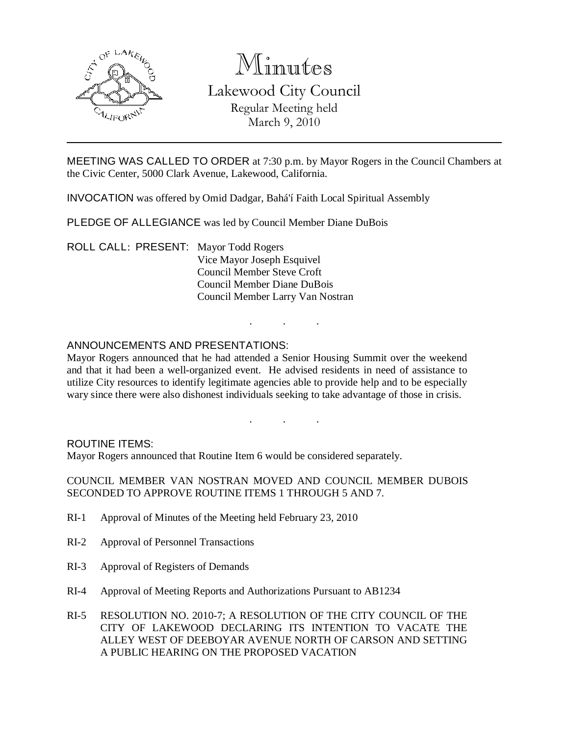# Minutes

## Lakewood City Council

Regular Meeting held
March 9, 2010

MEETING WAS CALLED TO ORDER at 7:30 p.m. by Mayor Rogers in the Council Chambers at the Civic Center, 5000 Clark Avenue, Lakewood, California.

INVOCATION was offered by Omid Dadgar, Bahá'í Faith Local Spiritual Assembly

PLEDGE OF ALLEGIANCE was led by Council Member Diane DuBois

ROLL CALL: PRESENT: Mayor Todd Rogers
Vice Mayor Joseph Esquivel
Council Member Steve Croft
Council Member Diane DuBois
Council Member Larry Van Nostran

. . .

ANNOUNCEMENTS AND PRESENTATIONS:

Mayor Rogers announced that he had attended a Senior Housing Summit over the weekend and that it had been a well-organized event. He advised residents in need of assistance to utilize City resources to identify legitimate agencies able to provide help and to be especially wary since there were also dishonest individuals seeking to take advantage of those in crisis.

. . .

ROUTINE ITEMS:

Mayor Rogers announced that Routine Item 6 would be considered separately.

COUNCIL MEMBER VAN NOSTRAN MOVED AND COUNCIL MEMBER DUBOIS SECONDED TO APPROVE ROUTINE ITEMS 1 THROUGH 5 AND 7.

RI-1 Approval of Minutes of the Meeting held February 23, 2010

RI-2 Approval of Personnel Transactions

RI-3 Approval of Registers of Demands

RI-4 Approval of Meeting Reports and Authorizations Pursuant to AB1234

RI-5 RESOLUTION NO. 2010-7; A RESOLUTION OF THE CITY COUNCIL OF THE CITY OF LAKEWOOD DECLARING ITS INTENTION TO VACATE THE ALLEY WEST OF DEEBOYAR AVENUE NORTH OF CARSON AND SETTING A PUBLIC HEARING ON THE PROPOSED VACATION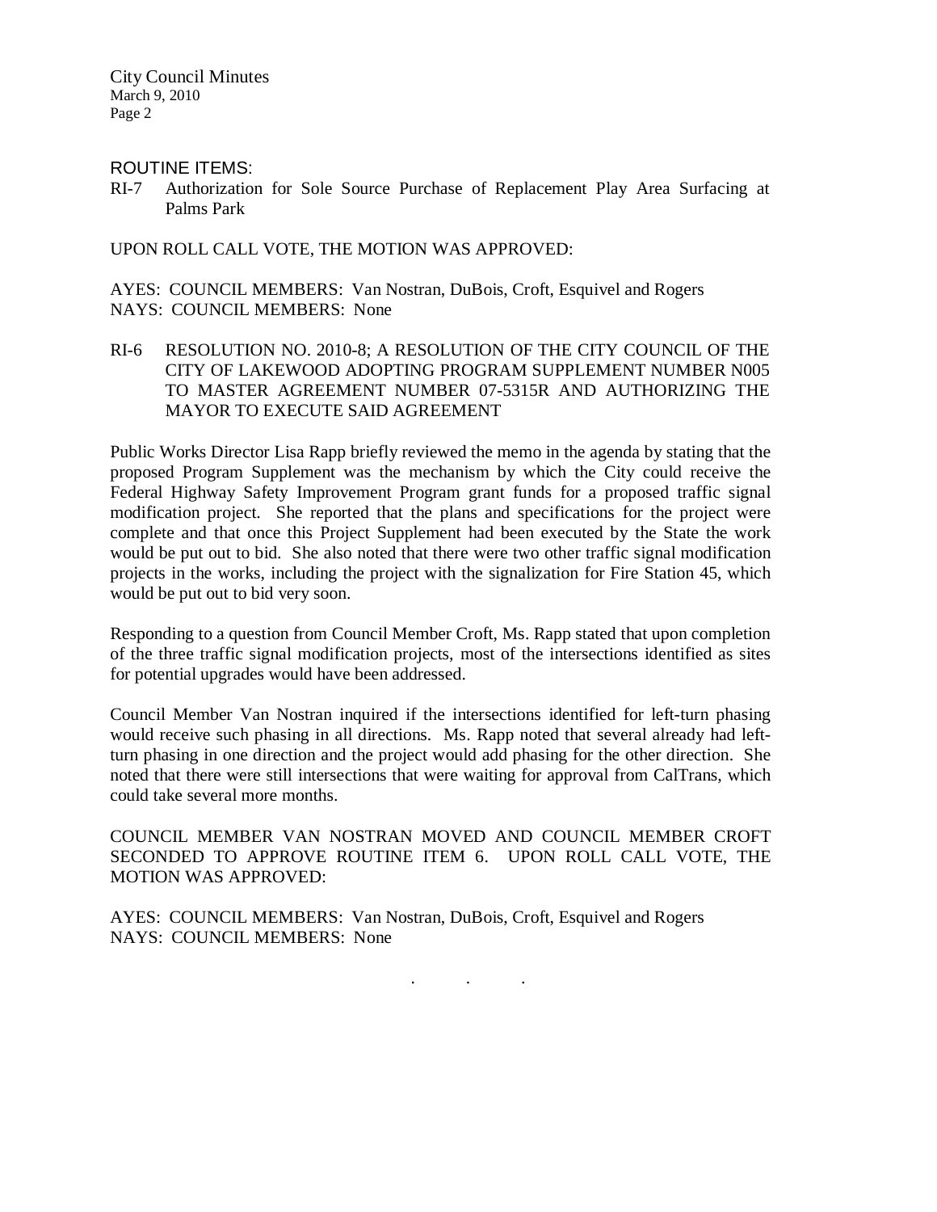ROUTINE ITEMS:

RI-7 Authorization for Sole Source Purchase of Replacement Play Area Surfacing at Palms Park

UPON ROLL CALL VOTE, THE MOTION WAS APPROVED:

AYES: COUNCIL MEMBERS: Van Nostran, DuBois, Croft, Esquivel and Rogers
NAYS: COUNCIL MEMBERS: None

RI-6 RESOLUTION NO. 2010-8; A RESOLUTION OF THE CITY COUNCIL OF THE CITY OF LAKEWOOD ADOPTING PROGRAM SUPPLEMENT NUMBER N005 TO MASTER AGREEMENT NUMBER 07-5315R AND AUTHORIZING THE MAYOR TO EXECUTE SAID AGREEMENT

Public Works Director Lisa Rapp briefly reviewed the memo in the agenda by stating that the proposed Program Supplement was the mechanism by which the City could receive the Federal Highway Safety Improvement Program grant funds for a proposed traffic signal modification project. She reported that the plans and specifications for the project were complete and that once this Project Supplement had been executed by the State the work would be put out to bid. She also noted that there were two other traffic signal modification projects in the works, including the project with the signalization for Fire Station 45, which would be put out to bid very soon.

Responding to a question from Council Member Croft, Ms. Rapp stated that upon completion of the three traffic signal modification projects, most of the intersections identified as sites for potential upgrades would have been addressed.

Council Member Van Nostran inquired if the intersections identified for left-turn phasing would receive such phasing in all directions. Ms. Rapp noted that several already had left-turn phasing in one direction and the project would add phasing for the other direction. She noted that there were still intersections that were waiting for approval from CalTrans, which could take several more months.

COUNCIL MEMBER VAN NOSTRAN MOVED AND COUNCIL MEMBER CROFT SECONDED TO APPROVE ROUTINE ITEM 6. UPON ROLL CALL VOTE, THE MOTION WAS APPROVED:

AYES: COUNCIL MEMBERS: Van Nostran, DuBois, Croft, Esquivel and Rogers
NAYS: COUNCIL MEMBERS: None

. . .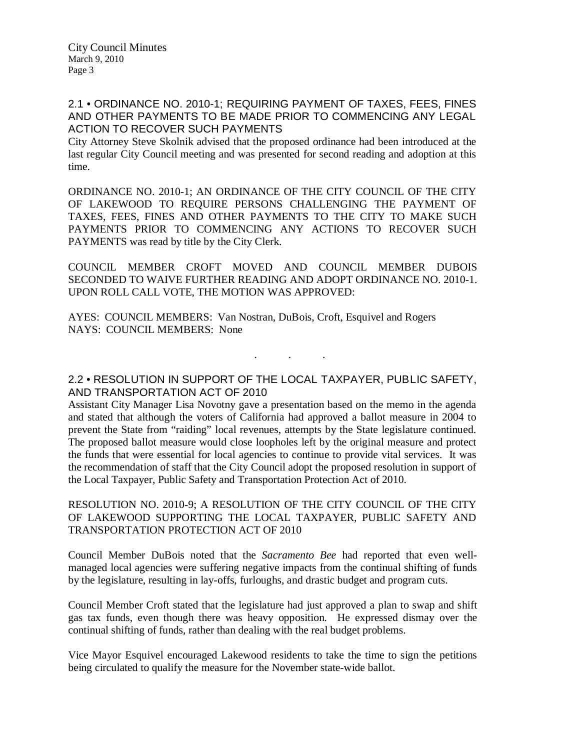## 2.1 • ORDINANCE NO. 2010-1; REQUIRING PAYMENT OF TAXES, FEES, FINES AND OTHER PAYMENTS TO BE MADE PRIOR TO COMMENCING ANY LEGAL ACTION TO RECOVER SUCH PAYMENTS

City Attorney Steve Skolnik advised that the proposed ordinance had been introduced at the last regular City Council meeting and was presented for second reading and adoption at this time.

ORDINANCE NO. 2010-1; AN ORDINANCE OF THE CITY COUNCIL OF THE CITY OF LAKEWOOD TO REQUIRE PERSONS CHALLENGING THE PAYMENT OF TAXES, FEES, FINES AND OTHER PAYMENTS TO THE CITY TO MAKE SUCH PAYMENTS PRIOR TO COMMENCING ANY ACTIONS TO RECOVER SUCH PAYMENTS was read by title by the City Clerk.

COUNCIL MEMBER CROFT MOVED AND COUNCIL MEMBER DUBOIS SECONDED TO WAIVE FURTHER READING AND ADOPT ORDINANCE NO. 2010-1. UPON ROLL CALL VOTE, THE MOTION WAS APPROVED:

AYES: COUNCIL MEMBERS: Van Nostran, DuBois, Croft, Esquivel and Rogers
NAYS: COUNCIL MEMBERS: None

. . .

## 2.2 • RESOLUTION IN SUPPORT OF THE LOCAL TAXPAYER, PUBLIC SAFETY, AND TRANSPORTATION ACT OF 2010

Assistant City Manager Lisa Novotny gave a presentation based on the memo in the agenda and stated that although the voters of California had approved a ballot measure in 2004 to prevent the State from "raiding" local revenues, attempts by the State legislature continued. The proposed ballot measure would close loopholes left by the original measure and protect the funds that were essential for local agencies to continue to provide vital services. It was the recommendation of staff that the City Council adopt the proposed resolution in support of the Local Taxpayer, Public Safety and Transportation Protection Act of 2010.

RESOLUTION NO. 2010-9; A RESOLUTION OF THE CITY COUNCIL OF THE CITY OF LAKEWOOD SUPPORTING THE LOCAL TAXPAYER, PUBLIC SAFETY AND TRANSPORTATION PROTECTION ACT OF 2010

Council Member DuBois noted that the *Sacramento Bee* had reported that even well-managed local agencies were suffering negative impacts from the continual shifting of funds by the legislature, resulting in lay-offs, furloughs, and drastic budget and program cuts.

Council Member Croft stated that the legislature had just approved a plan to swap and shift gas tax funds, even though there was heavy opposition. He expressed dismay over the continual shifting of funds, rather than dealing with the real budget problems.

Vice Mayor Esquivel encouraged Lakewood residents to take the time to sign the petitions being circulated to qualify the measure for the November state-wide ballot.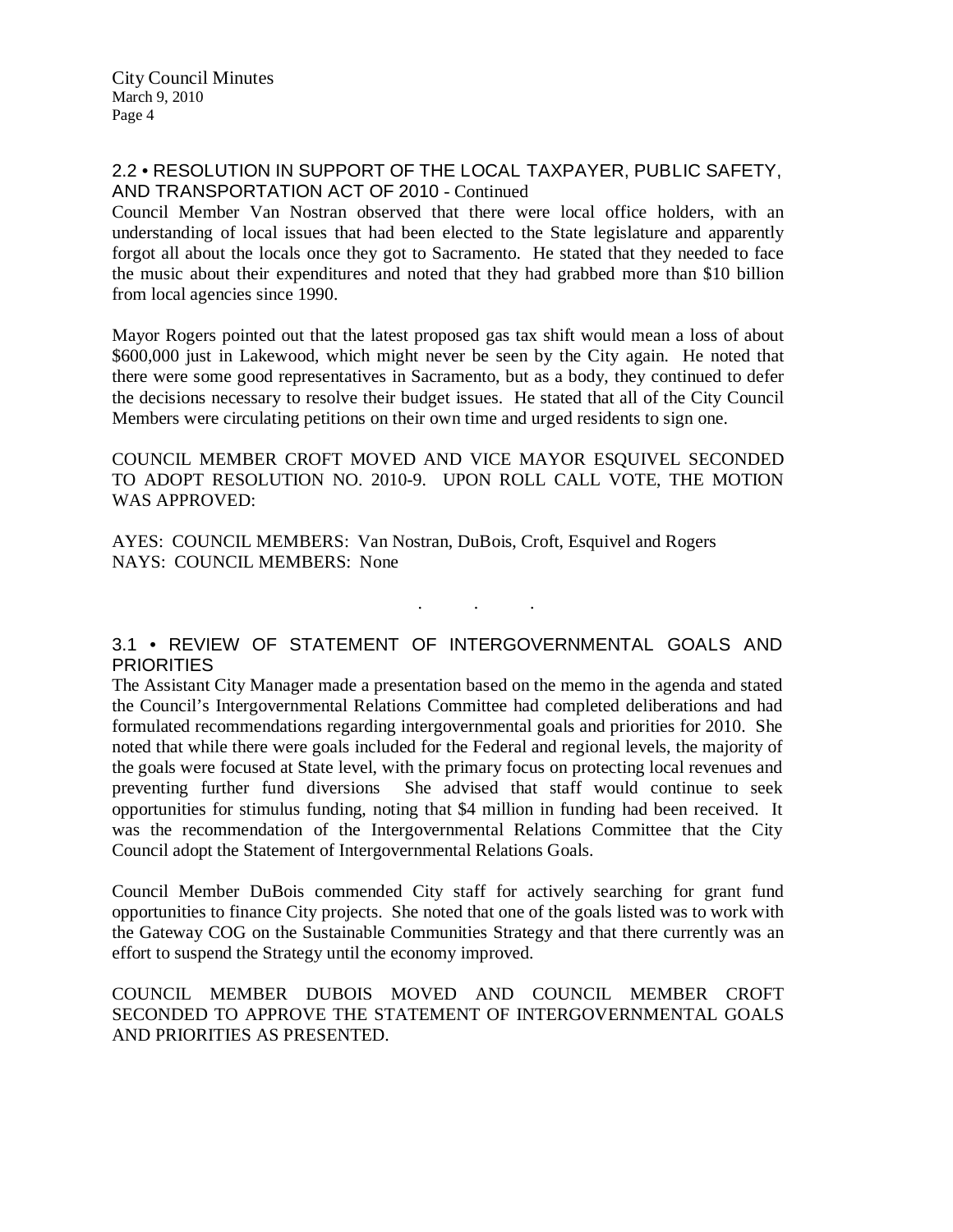## 2.2 • RESOLUTION IN SUPPORT OF THE LOCAL TAXPAYER, PUBLIC SAFETY, AND TRANSPORTATION ACT OF 2010 - Continued

Council Member Van Nostran observed that there were local office holders, with an understanding of local issues that had been elected to the State legislature and apparently forgot all about the locals once they got to Sacramento. He stated that they needed to face the music about their expenditures and noted that they had grabbed more than $10 billion from local agencies since 1990.

Mayor Rogers pointed out that the latest proposed gas tax shift would mean a loss of about $600,000 just in Lakewood, which might never be seen by the City again. He noted that there were some good representatives in Sacramento, but as a body, they continued to defer the decisions necessary to resolve their budget issues. He stated that all of the City Council Members were circulating petitions on their own time and urged residents to sign one.

COUNCIL MEMBER CROFT MOVED AND VICE MAYOR ESQUIVEL SECONDED TO ADOPT RESOLUTION NO. 2010-9. UPON ROLL CALL VOTE, THE MOTION WAS APPROVED:

AYES: COUNCIL MEMBERS: Van Nostran, DuBois, Croft, Esquivel and Rogers
NAYS: COUNCIL MEMBERS: None

. . .

## 3.1 • REVIEW OF STATEMENT OF INTERGOVERNMENTAL GOALS AND PRIORITIES

The Assistant City Manager made a presentation based on the memo in the agenda and stated the Council's Intergovernmental Relations Committee had completed deliberations and had formulated recommendations regarding intergovernmental goals and priorities for 2010. She noted that while there were goals included for the Federal and regional levels, the majority of the goals were focused at State level, with the primary focus on protecting local revenues and preventing further fund diversions She advised that staff would continue to seek opportunities for stimulus funding, noting that $4 million in funding had been received. It was the recommendation of the Intergovernmental Relations Committee that the City Council adopt the Statement of Intergovernmental Relations Goals.

Council Member DuBois commended City staff for actively searching for grant fund opportunities to finance City projects. She noted that one of the goals listed was to work with the Gateway COG on the Sustainable Communities Strategy and that there currently was an effort to suspend the Strategy until the economy improved.

COUNCIL MEMBER DUBOIS MOVED AND COUNCIL MEMBER CROFT SECONDED TO APPROVE THE STATEMENT OF INTERGOVERNMENTAL GOALS AND PRIORITIES AS PRESENTED.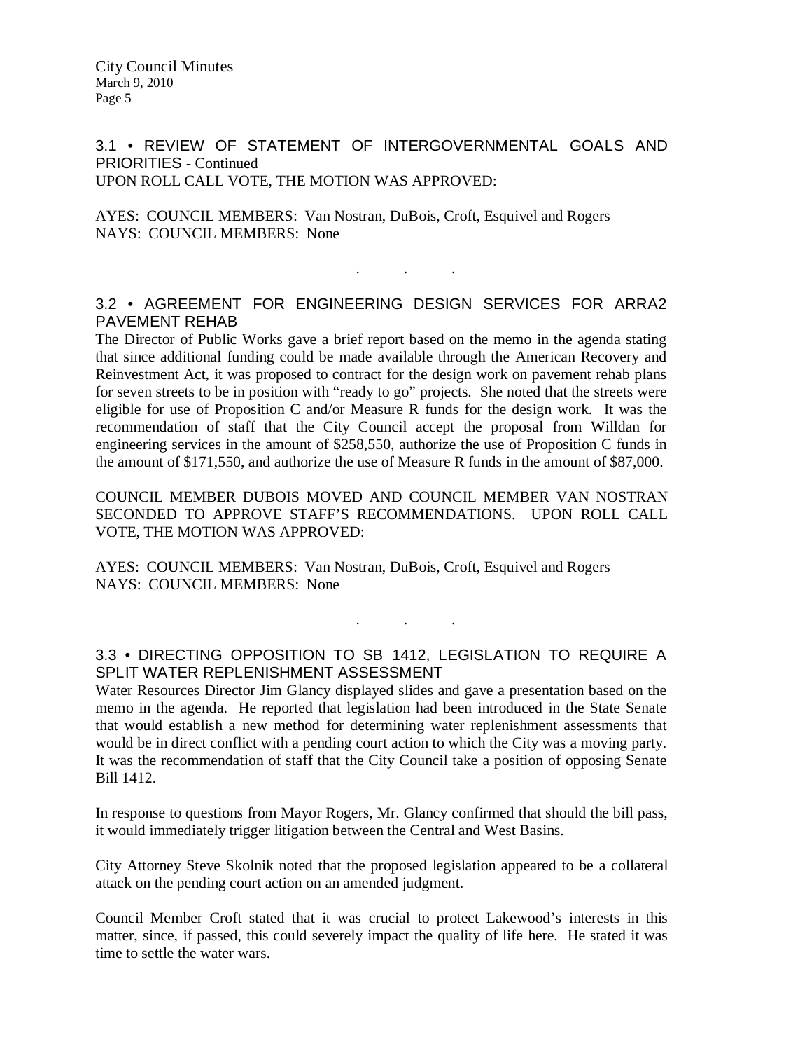### 3.1 • REVIEW OF STATEMENT OF INTERGOVERNMENTAL GOALS AND PRIORITIES - Continued

UPON ROLL CALL VOTE, THE MOTION WAS APPROVED:

AYES: COUNCIL MEMBERS: Van Nostran, DuBois, Croft, Esquivel and Rogers
NAYS: COUNCIL MEMBERS: None

. . .

### 3.2 • AGREEMENT FOR ENGINEERING DESIGN SERVICES FOR ARRA2 PAVEMENT REHAB

The Director of Public Works gave a brief report based on the memo in the agenda stating that since additional funding could be made available through the American Recovery and Reinvestment Act, it was proposed to contract for the design work on pavement rehab plans for seven streets to be in position with "ready to go" projects. She noted that the streets were eligible for use of Proposition C and/or Measure R funds for the design work. It was the recommendation of staff that the City Council accept the proposal from Willdan for engineering services in the amount of $258,550, authorize the use of Proposition C funds in the amount of $171,550, and authorize the use of Measure R funds in the amount of $87,000.

COUNCIL MEMBER DUBOIS MOVED AND COUNCIL MEMBER VAN NOSTRAN SECONDED TO APPROVE STAFF'S RECOMMENDATIONS. UPON ROLL CALL VOTE, THE MOTION WAS APPROVED:

AYES: COUNCIL MEMBERS: Van Nostran, DuBois, Croft, Esquivel and Rogers
NAYS: COUNCIL MEMBERS: None

. . .

### 3.3 • DIRECTING OPPOSITION TO SB 1412, LEGISLATION TO REQUIRE A SPLIT WATER REPLENISHMENT ASSESSMENT

Water Resources Director Jim Glancy displayed slides and gave a presentation based on the memo in the agenda. He reported that legislation had been introduced in the State Senate that would establish a new method for determining water replenishment assessments that would be in direct conflict with a pending court action to which the City was a moving party. It was the recommendation of staff that the City Council take a position of opposing Senate Bill 1412.

In response to questions from Mayor Rogers, Mr. Glancy confirmed that should the bill pass, it would immediately trigger litigation between the Central and West Basins.

City Attorney Steve Skolnik noted that the proposed legislation appeared to be a collateral attack on the pending court action on an amended judgment.

Council Member Croft stated that it was crucial to protect Lakewood's interests in this matter, since, if passed, this could severely impact the quality of life here. He stated it was time to settle the water wars.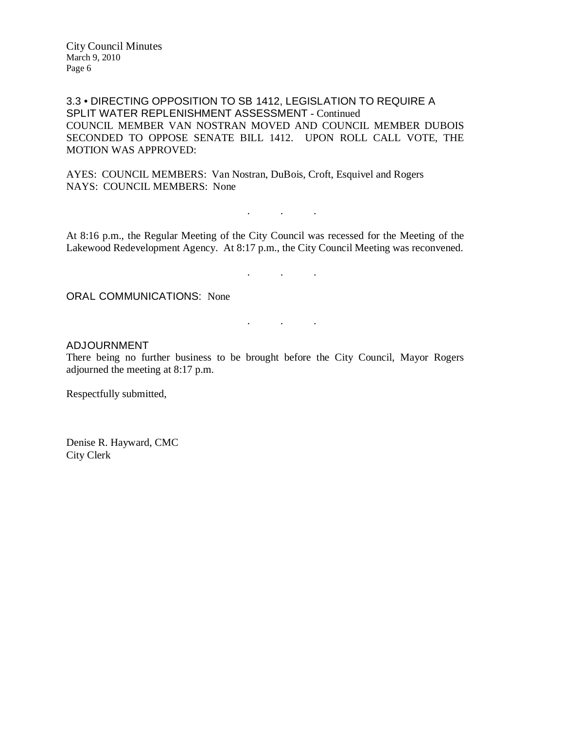3.3 • DIRECTING OPPOSITION TO SB 1412, LEGISLATION TO REQUIRE A SPLIT WATER REPLENISHMENT ASSESSMENT - Continued

COUNCIL MEMBER VAN NOSTRAN MOVED AND COUNCIL MEMBER DUBOIS SECONDED TO OPPOSE SENATE BILL 1412. UPON ROLL CALL VOTE, THE MOTION WAS APPROVED:

AYES: COUNCIL MEMBERS: Van Nostran, DuBois, Croft, Esquivel and Rogers
NAYS: COUNCIL MEMBERS: None

. . .

At 8:16 p.m., the Regular Meeting of the City Council was recessed for the Meeting of the Lakewood Redevelopment Agency. At 8:17 p.m., the City Council Meeting was reconvened.

. . .

ORAL COMMUNICATIONS: None

. . .

ADJOURNMENT

There being no further business to be brought before the City Council, Mayor Rogers adjourned the meeting at 8:17 p.m.

Respectfully submitted,

Denise R. Hayward, CMC
City Clerk